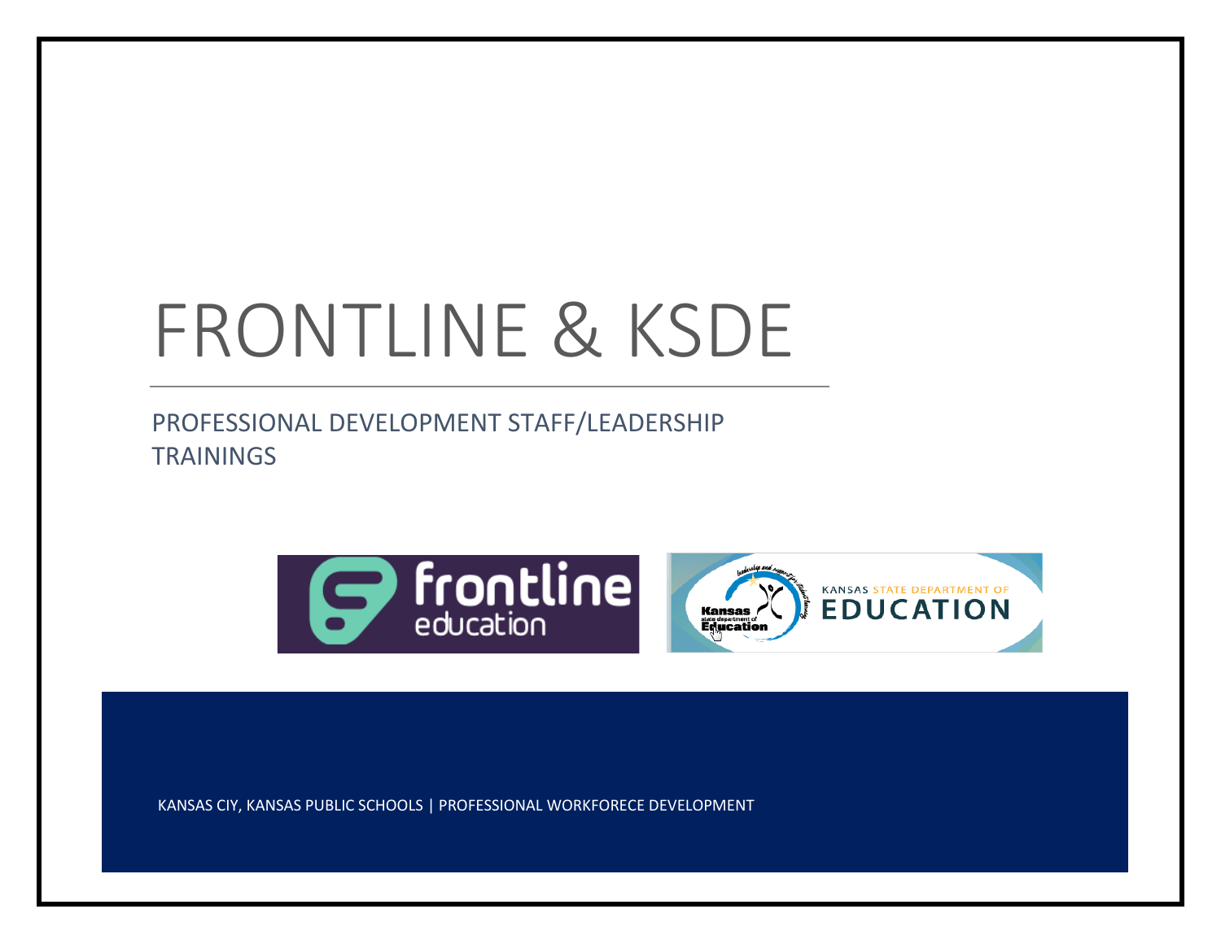# FRONTLINE & KSDE

PROFESSIONAL DEVELOPMENT STAFF/LEADERSHIP TRAININGS

KANSAS CIY, KANSAS PUBLIC SCHOOLS | PROFESSIONAL WORKFORECE DEVELOPMENT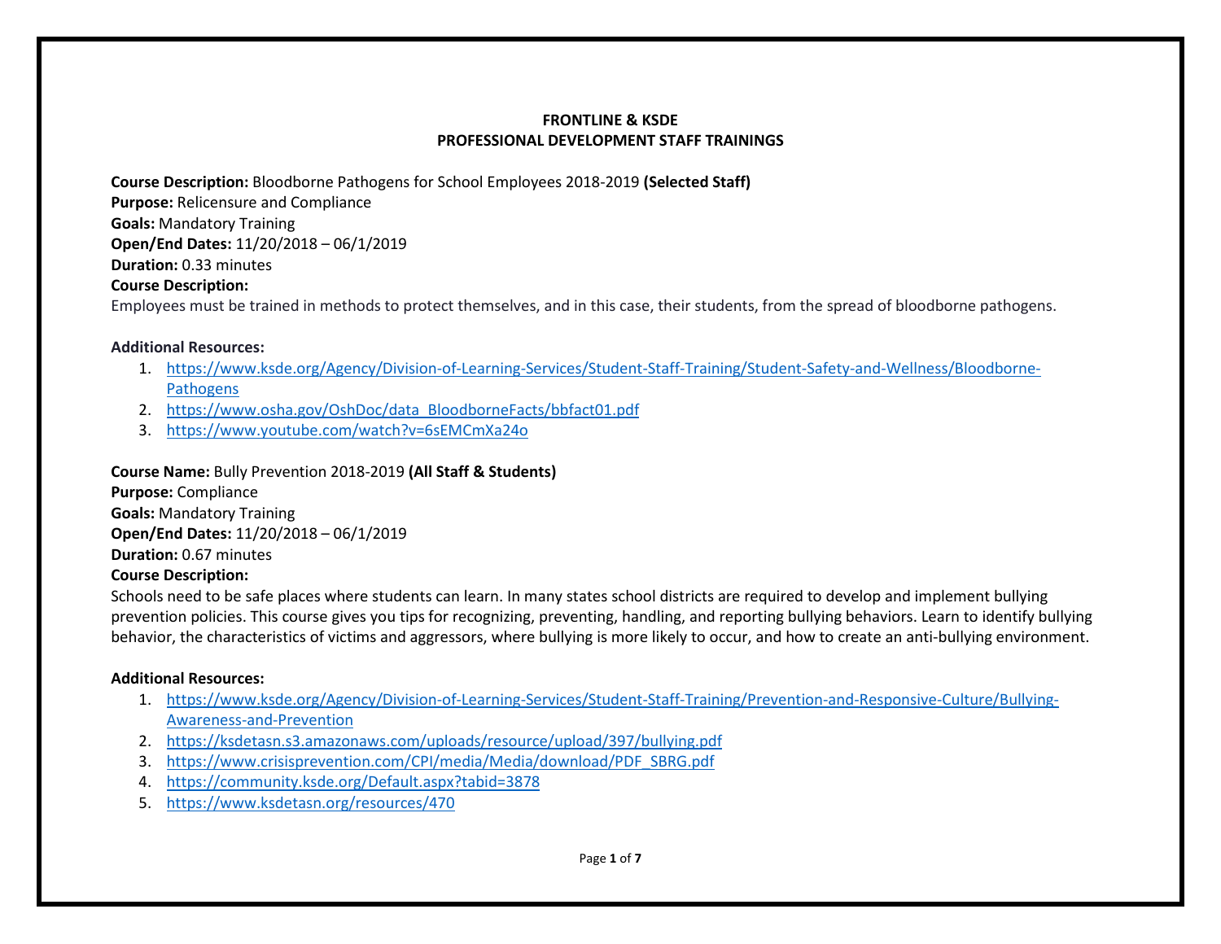**FRONTLINE & KSDE**
**PROFESSIONAL DEVELOPMENT STAFF TRAININGS**

**Course Description:** Bloodborne Pathogens for School Employees 2018-2019 **(Selected Staff)**
**Purpose:** Relicensure and Compliance
**Goals:** Mandatory Training
**Open/End Dates:** 11/20/2018 – 06/1/2019
**Duration:** 0.33 minutes
**Course Description:**
Employees must be trained in methods to protect themselves, and in this case, their students, from the spread of bloodborne pathogens.

**Additional Resources:**

1. https://www.ksde.org/Agency/Division-of-Learning-Services/Student-Staff-Training/Student-Safety-and-Wellness/Bloodborne-Pathogens
2. https://www.osha.gov/OshDoc/data_BloodborneFacts/bbfact01.pdf
3. https://www.youtube.com/watch?v=6sEMCmXa24o

**Course Name:** Bully Prevention 2018-2019 **(All Staff & Students)**
**Purpose:** Compliance
**Goals:** Mandatory Training
**Open/End Dates:** 11/20/2018 – 06/1/2019
**Duration:** 0.67 minutes
**Course Description:**
Schools need to be safe places where students can learn. In many states school districts are required to develop and implement bullying prevention policies. This course gives you tips for recognizing, preventing, handling, and reporting bullying behaviors. Learn to identify bullying behavior, the characteristics of victims and aggressors, where bullying is more likely to occur, and how to create an anti-bullying environment.

**Additional Resources:**

1. https://www.ksde.org/Agency/Division-of-Learning-Services/Student-Staff-Training/Prevention-and-Responsive-Culture/Bullying-Awareness-and-Prevention
2. https://ksdetasn.s3.amazonaws.com/uploads/resource/upload/397/bullying.pdf
3. https://www.crisisprevention.com/CPI/media/Media/download/PDF_SBRG.pdf
4. https://community.ksde.org/Default.aspx?tabid=3878
5. https://www.ksdetasn.org/resources/470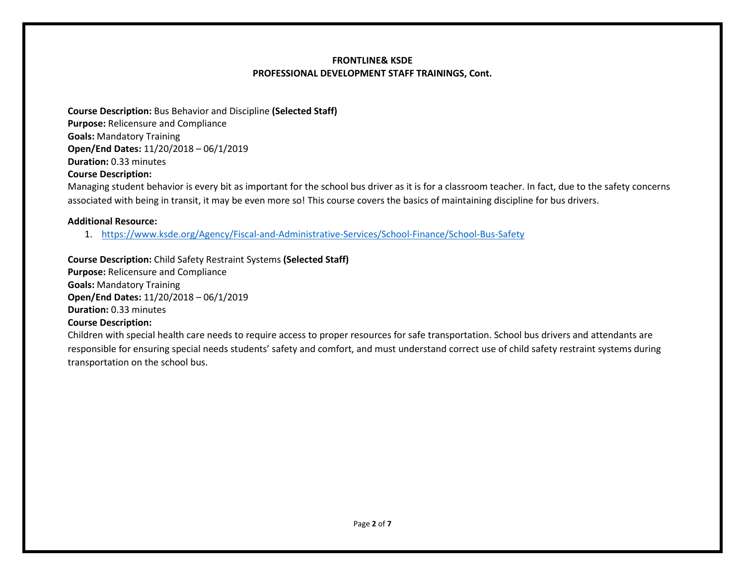**FRONTLINE& KSDE**
**PROFESSIONAL DEVELOPMENT STAFF TRAININGS, Cont.**

**Course Description:** Bus Behavior and Discipline **(Selected Staff)**
**Purpose:** Relicensure and Compliance
**Goals:** Mandatory Training
**Open/End Dates:** 11/20/2018 – 06/1/2019
**Duration:** 0.33 minutes
**Course Description:**
Managing student behavior is every bit as important for the school bus driver as it is for a classroom teacher. In fact, due to the safety concerns associated with being in transit, it may be even more so! This course covers the basics of maintaining discipline for bus drivers.

**Additional Resource:**

1. https://www.ksde.org/Agency/Fiscal-and-Administrative-Services/School-Finance/School-Bus-Safety

**Course Description:** Child Safety Restraint Systems **(Selected Staff)**
**Purpose:** Relicensure and Compliance
**Goals:** Mandatory Training
**Open/End Dates:** 11/20/2018 – 06/1/2019
**Duration:** 0.33 minutes
**Course Description:**
Children with special health care needs to require access to proper resources for safe transportation. School bus drivers and attendants are responsible for ensuring special needs students' safety and comfort, and must understand correct use of child safety restraint systems during transportation on the school bus.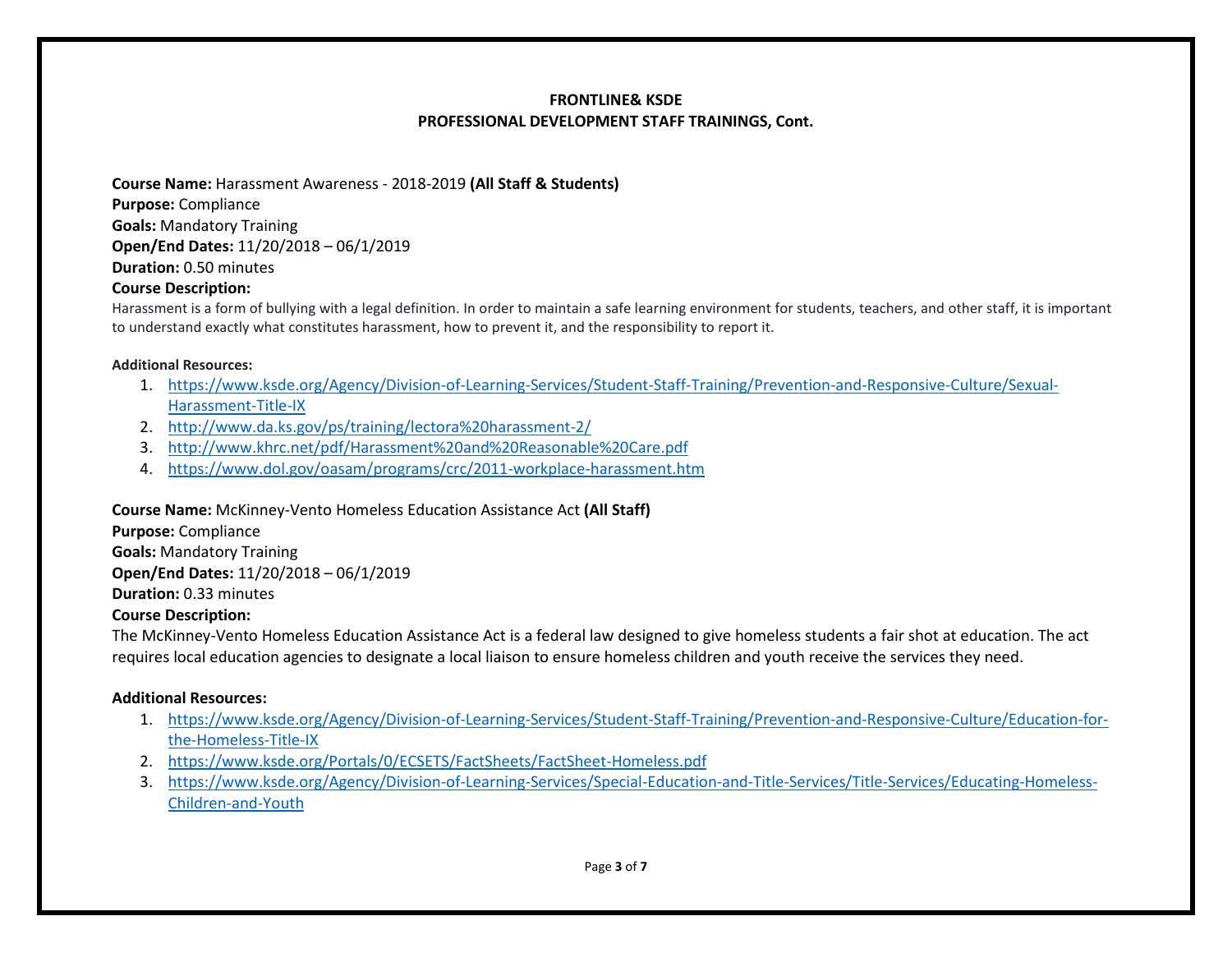**FRONTLINE& KSDE**
**PROFESSIONAL DEVELOPMENT STAFF TRAININGS, Cont.**

**Course Name:** Harassment Awareness - 2018-2019 **(All Staff & Students)**
**Purpose:** Compliance
**Goals:** Mandatory Training
**Open/End Dates:** 11/20/2018 – 06/1/2019
**Duration:** 0.50 minutes
**Course Description:**
Harassment is a form of bullying with a legal definition. In order to maintain a safe learning environment for students, teachers, and other staff, it is important to understand exactly what constitutes harassment, how to prevent it, and the responsibility to report it.

**Additional Resources:**

1. https://www.ksde.org/Agency/Division-of-Learning-Services/Student-Staff-Training/Prevention-and-Responsive-Culture/Sexual-Harassment-Title-IX
2. http://www.da.ks.gov/ps/training/lectora%20harassment-2/
3. http://www.khrc.net/pdf/Harassment%20and%20Reasonable%20Care.pdf
4. https://www.dol.gov/oasam/programs/crc/2011-workplace-harassment.htm

**Course Name:** McKinney-Vento Homeless Education Assistance Act **(All Staff)**
**Purpose:** Compliance
**Goals:** Mandatory Training
**Open/End Dates:** 11/20/2018 – 06/1/2019
**Duration:** 0.33 minutes
**Course Description:**
The McKinney-Vento Homeless Education Assistance Act is a federal law designed to give homeless students a fair shot at education. The act requires local education agencies to designate a local liaison to ensure homeless children and youth receive the services they need.

**Additional Resources:**

1. https://www.ksde.org/Agency/Division-of-Learning-Services/Student-Staff-Training/Prevention-and-Responsive-Culture/Education-for-the-Homeless-Title-IX
2. https://www.ksde.org/Portals/0/ECSETS/FactSheets/FactSheet-Homeless.pdf
3. https://www.ksde.org/Agency/Division-of-Learning-Services/Special-Education-and-Title-Services/Title-Services/Educating-Homeless-Children-and-Youth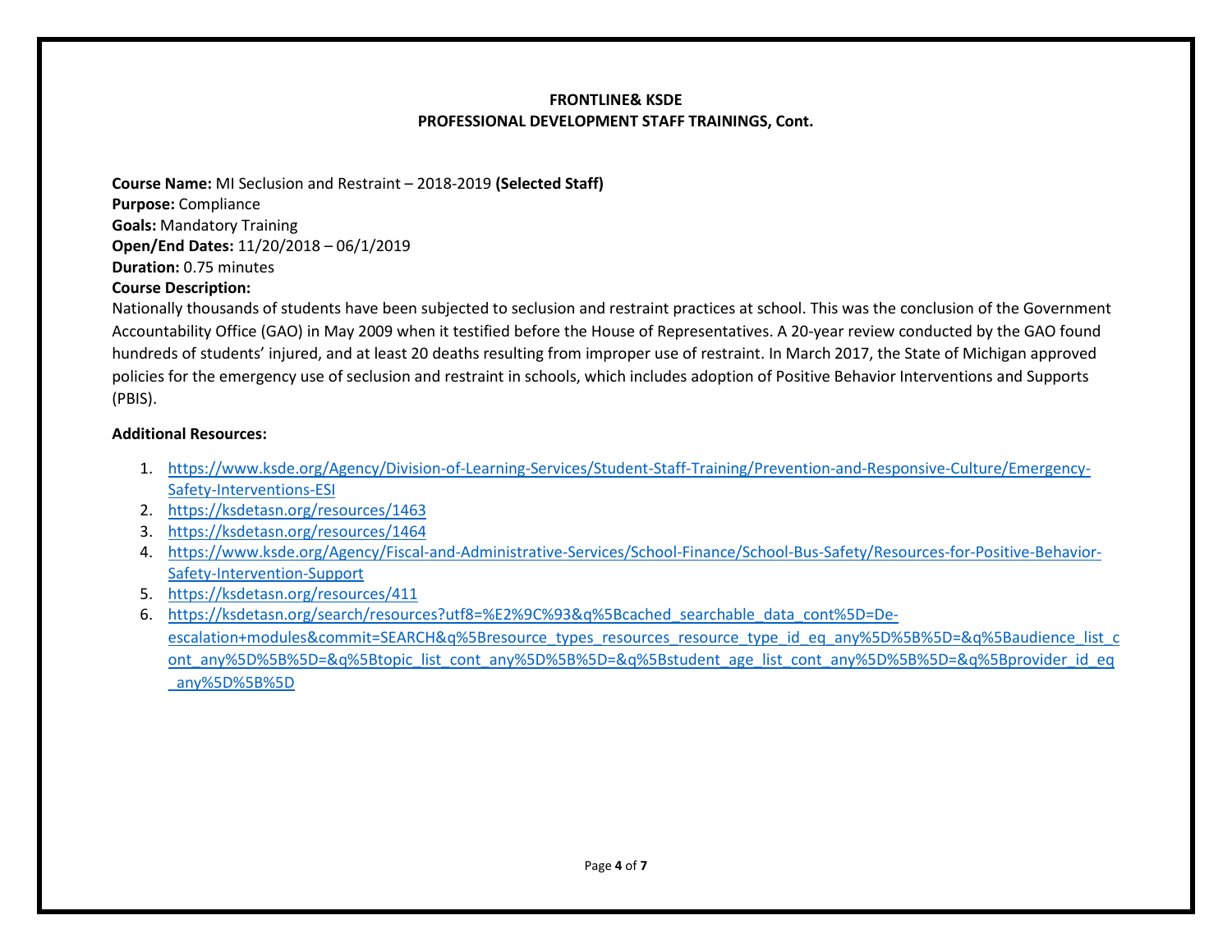**FRONTLINE& KSDE**
**PROFESSIONAL DEVELOPMENT STAFF TRAININGS, Cont.**

**Course Name:** MI Seclusion and Restraint – 2018-2019 **(Selected Staff)**
**Purpose:** Compliance
**Goals:** Mandatory Training
**Open/End Dates:** 11/20/2018 – 06/1/2019
**Duration:** 0.75 minutes
**Course Description:**
Nationally thousands of students have been subjected to seclusion and restraint practices at school. This was the conclusion of the Government Accountability Office (GAO) in May 2009 when it testified before the House of Representatives. A 20-year review conducted by the GAO found hundreds of students' injured, and at least 20 deaths resulting from improper use of restraint. In March 2017, the State of Michigan approved policies for the emergency use of seclusion and restraint in schools, which includes adoption of Positive Behavior Interventions and Supports (PBIS).

**Additional Resources:**

1. https://www.ksde.org/Agency/Division-of-Learning-Services/Student-Staff-Training/Prevention-and-Responsive-Culture/Emergency-Safety-Interventions-ESI
2. https://ksdetasn.org/resources/1463
3. https://ksdetasn.org/resources/1464
4. https://www.ksde.org/Agency/Fiscal-and-Administrative-Services/School-Finance/School-Bus-Safety/Resources-for-Positive-Behavior-Safety-Intervention-Support
5. https://ksdetasn.org/resources/411
6. https://ksdetasn.org/search/resources?utf8=%E2%9C%93&q%5Bcached_searchable_data_cont%5D=De-escalation+modules&commit=SEARCH&q%5Bresource_types_resources_resource_type_id_eq_any%5D%5B%5D=&q%5Baudience_list_cont_any%5D%5B%5D=&q%5Btopic_list_cont_any%5D%5B%5D=&q%5Bstudent_age_list_cont_any%5D%5B%5D=&q%5Bprovider_id_eq_any%5D%5B%5D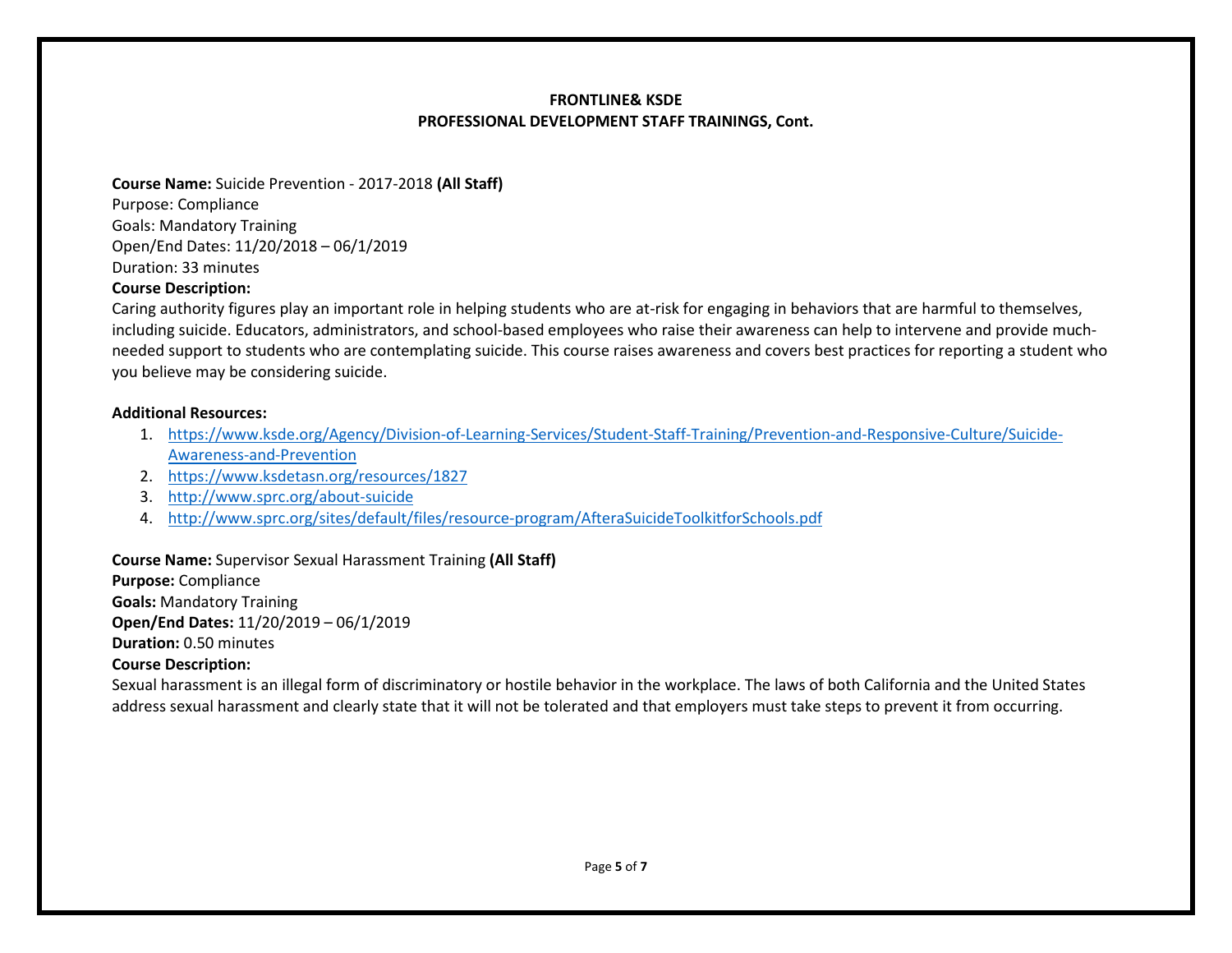**FRONTLINE& KSDE**
**PROFESSIONAL DEVELOPMENT STAFF TRAININGS, Cont.**

**Course Name:** Suicide Prevention - 2017-2018 **(All Staff)**
Purpose: Compliance
Goals: Mandatory Training
Open/End Dates: 11/20/2018 – 06/1/2019
Duration: 33 minutes
**Course Description:**
Caring authority figures play an important role in helping students who are at-risk for engaging in behaviors that are harmful to themselves, including suicide. Educators, administrators, and school-based employees who raise their awareness can help to intervene and provide much-needed support to students who are contemplating suicide. This course raises awareness and covers best practices for reporting a student who you believe may be considering suicide.

**Additional Resources:**

1. https://www.ksde.org/Agency/Division-of-Learning-Services/Student-Staff-Training/Prevention-and-Responsive-Culture/Suicide-Awareness-and-Prevention
2. https://www.ksdetasn.org/resources/1827
3. http://www.sprc.org/about-suicide
4. http://www.sprc.org/sites/default/files/resource-program/AfteraSuicideToolkitforSchools.pdf

**Course Name:** Supervisor Sexual Harassment Training **(All Staff)**
**Purpose:** Compliance
**Goals:** Mandatory Training
**Open/End Dates:** 11/20/2019 – 06/1/2019
**Duration:** 0.50 minutes
**Course Description:**
Sexual harassment is an illegal form of discriminatory or hostile behavior in the workplace. The laws of both California and the United States address sexual harassment and clearly state that it will not be tolerated and that employers must take steps to prevent it from occurring.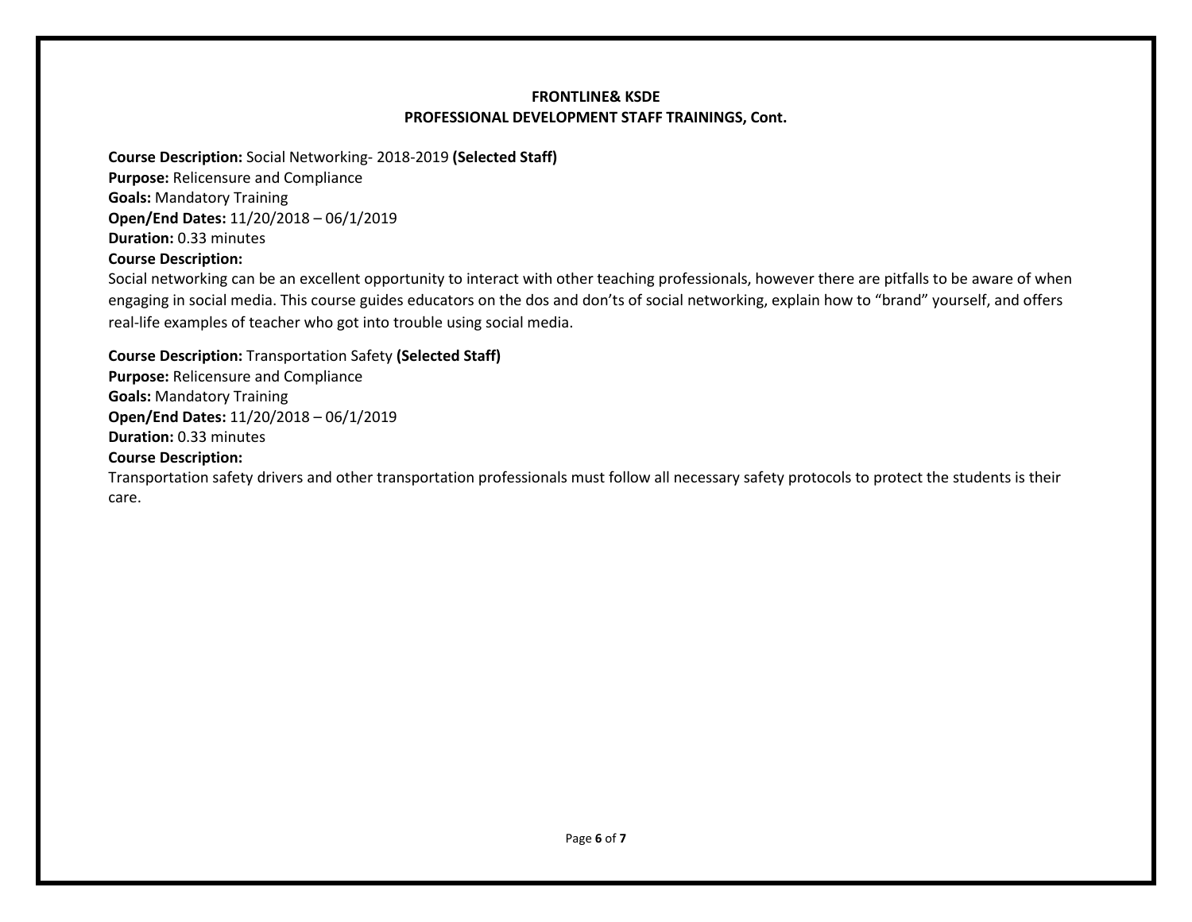**FRONTLINE& KSDE**
**PROFESSIONAL DEVELOPMENT STAFF TRAININGS, Cont.**

**Course Description:** Social Networking- 2018-2019 **(Selected Staff)**
**Purpose:** Relicensure and Compliance
**Goals:** Mandatory Training
**Open/End Dates:** 11/20/2018 – 06/1/2019
**Duration:** 0.33 minutes
**Course Description:**
Social networking can be an excellent opportunity to interact with other teaching professionals, however there are pitfalls to be aware of when engaging in social media. This course guides educators on the dos and don'ts of social networking, explain how to "brand" yourself, and offers real-life examples of teacher who got into trouble using social media.

**Course Description:** Transportation Safety **(Selected Staff)**
**Purpose:** Relicensure and Compliance
**Goals:** Mandatory Training
**Open/End Dates:** 11/20/2018 – 06/1/2019
**Duration:** 0.33 minutes
**Course Description:**
Transportation safety drivers and other transportation professionals must follow all necessary safety protocols to protect the students is their care.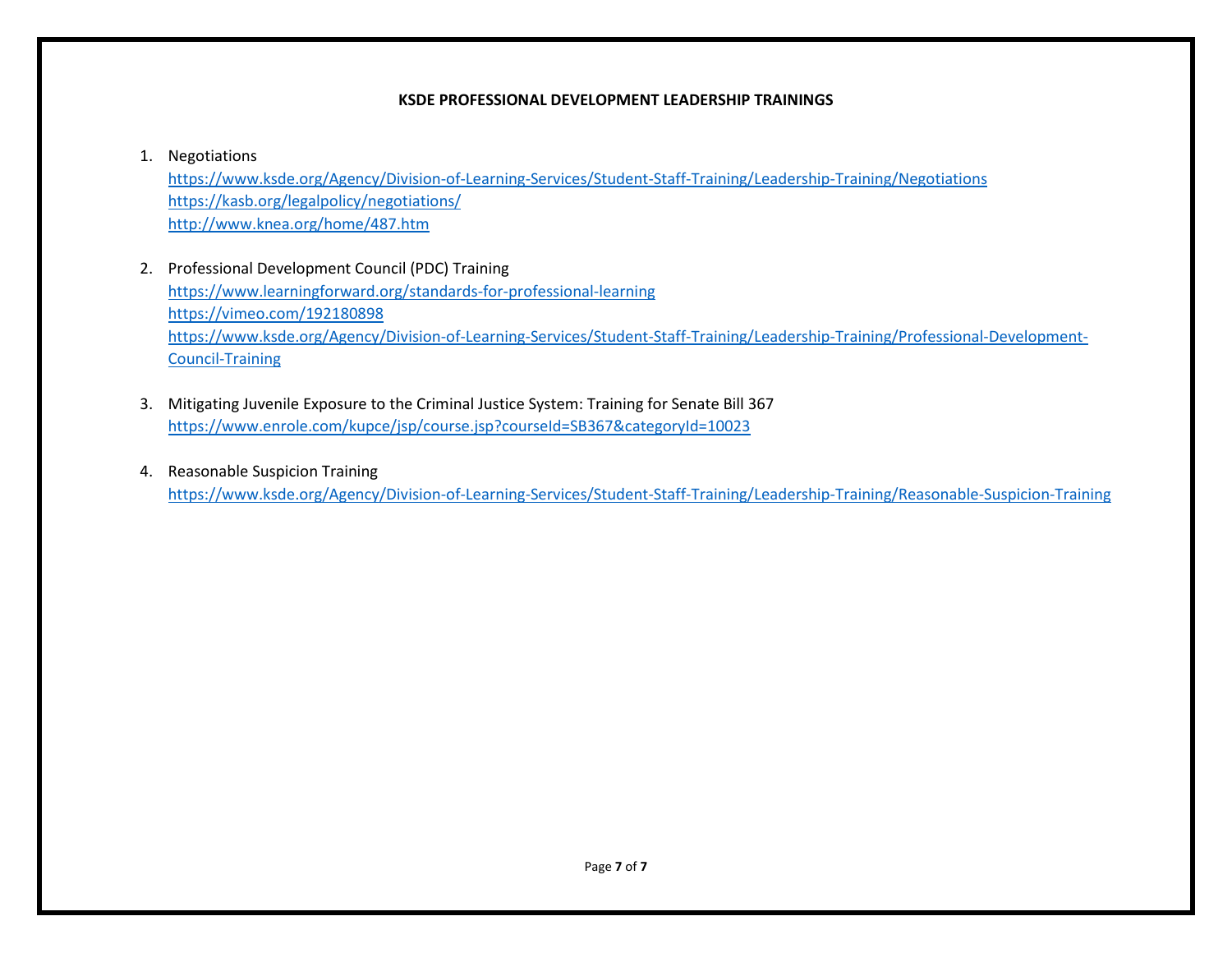**KSDE PROFESSIONAL DEVELOPMENT LEADERSHIP TRAININGS**

1. Negotiations
   https://www.ksde.org/Agency/Division-of-Learning-Services/Student-Staff-Training/Leadership-Training/Negotiations
   https://kasb.org/legalpolicy/negotiations/
   http://www.knea.org/home/487.htm

2. Professional Development Council (PDC) Training
   https://www.learningforward.org/standards-for-professional-learning
   https://vimeo.com/192180898
   https://www.ksde.org/Agency/Division-of-Learning-Services/Student-Staff-Training/Leadership-Training/Professional-Development-Council-Training

3. Mitigating Juvenile Exposure to the Criminal Justice System: Training for Senate Bill 367
   https://www.enrole.com/kupce/jsp/course.jsp?courseId=SB367&categoryId=10023

4. Reasonable Suspicion Training
   https://www.ksde.org/Agency/Division-of-Learning-Services/Student-Staff-Training/Leadership-Training/Reasonable-Suspicion-Training